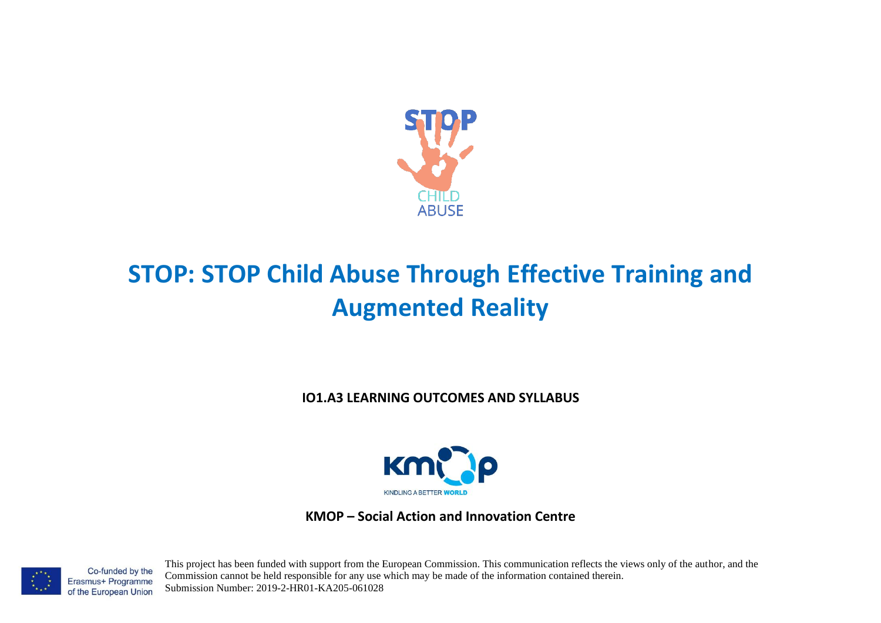STOP CHILD ABUSE

# STOP: STOP Child Abuse Through Effective Training and Augmented Reality

**IO1.A3 LEARNING OUTCOMES AND SYLLABUS**

KINDLING A BETTER WORLD

**KMOP – Social Action and Innovation Centre**

Co-funded by the Erasmus+ Programme of the European Union

This project has been funded with support from the European Commission. This communication reflects the views only of the author, and the Commission cannot be held responsible for any use which may be made of the information contained therein.
Submission Number: 2019-2-HR01-KA205-061028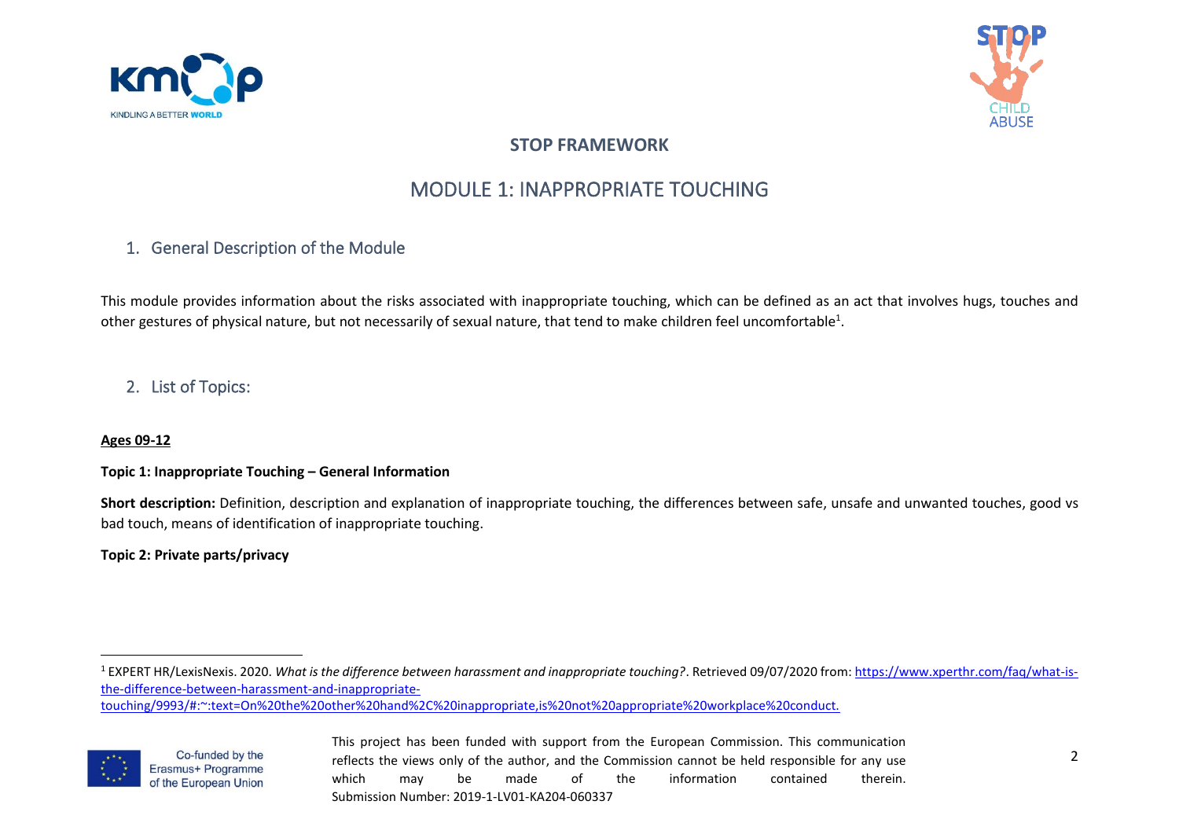**STOP FRAMEWORK**

# MODULE 1: INAPPROPRIATE TOUCHING

## 1. General Description of the Module

This module provides information about the risks associated with inappropriate touching, which can be defined as an act that involves hugs, touches and other gestures of physical nature, but not necessarily of sexual nature, that tend to make children feel uncomfortable[1].

## 2. List of Topics:

**Ages 09-12**

**Topic 1: Inappropriate Touching – General Information**

**Short description:** Definition, description and explanation of inappropriate touching, the differences between safe, unsafe and unwanted touches, good vs bad touch, means of identification of inappropriate touching.

**Topic 2: Private parts/privacy**

---

[1] EXPERT HR/LexisNexis. 2020. *What is the difference between harassment and inappropriate touching?*. Retrieved 09/07/2020 from: https://www.xperthr.com/faq/what-is-the-difference-between-harassment-and-inappropriate-touching/9993/#:~:text=On%20the%20other%20hand%2C%20inappropriate,is%20not%20appropriate%20workplace%20conduct.

Co-funded by the Erasmus+ Programme of the European Union

This project has been funded with support from the European Commission. This communication reflects the views only of the author, and the Commission cannot be held responsible for any use which may be made of the information contained therein. Submission Number: 2019-1-LV01-KA204-060337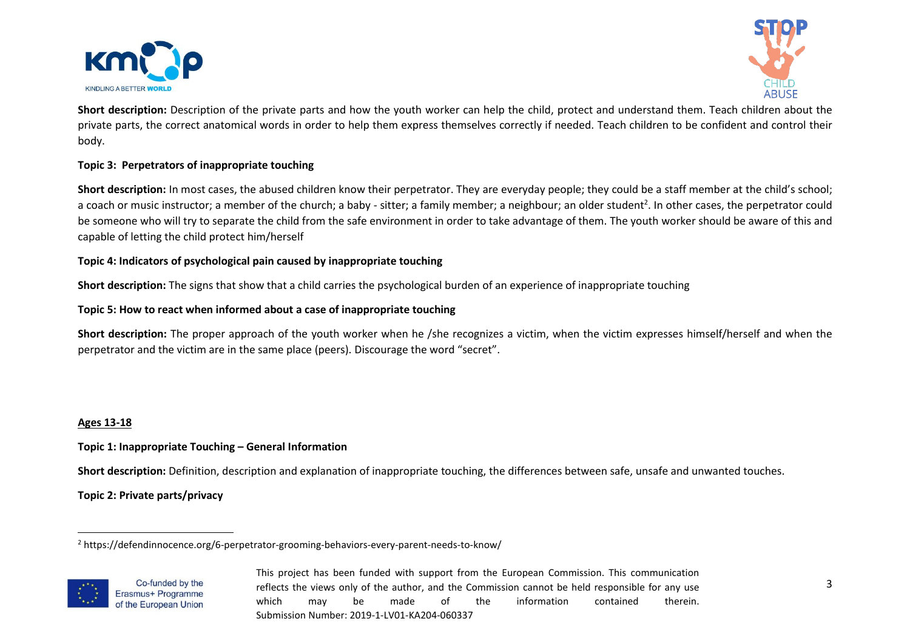**Short description:** Description of the private parts and how the youth worker can help the child, protect and understand them. Teach children about the private parts, the correct anatomical words in order to help them express themselves correctly if needed. Teach children to be confident and control their body.

**Topic 3: Perpetrators of inappropriate touching**

**Short description:** In most cases, the abused children know their perpetrator. They are everyday people; they could be a staff member at the child's school; a coach or music instructor; a member of the church; a baby - sitter; a family member; a neighbour; an older student[2]. In other cases, the perpetrator could be someone who will try to separate the child from the safe environment in order to take advantage of them. The youth worker should be aware of this and capable of letting the child protect him/herself

**Topic 4: Indicators of psychological pain caused by inappropriate touching**

**Short description:** The signs that show that a child carries the psychological burden of an experience of inappropriate touching

**Topic 5: How to react when informed about a case of inappropriate touching**

**Short description:** The proper approach of the youth worker when he /she recognizes a victim, when the victim expresses himself/herself and when the perpetrator and the victim are in the same place (peers). Discourage the word "secret".

**<u>Ages 13-18</u>**

**Topic 1: Inappropriate Touching – General Information**

**Short description:** Definition, description and explanation of inappropriate touching, the differences between safe, unsafe and unwanted touches.

**Topic 2: Private parts/privacy**

---

[2] https://defendinnocence.org/6-perpetrator-grooming-behaviors-every-parent-needs-to-know/

Co-funded by the Erasmus+ Programme of the European Union

This project has been funded with support from the European Commission. This communication reflects the views only of the author, and the Commission cannot be held responsible for any use which may be made of the information contained therein. Submission Number: 2019-1-LV01-KA204-060337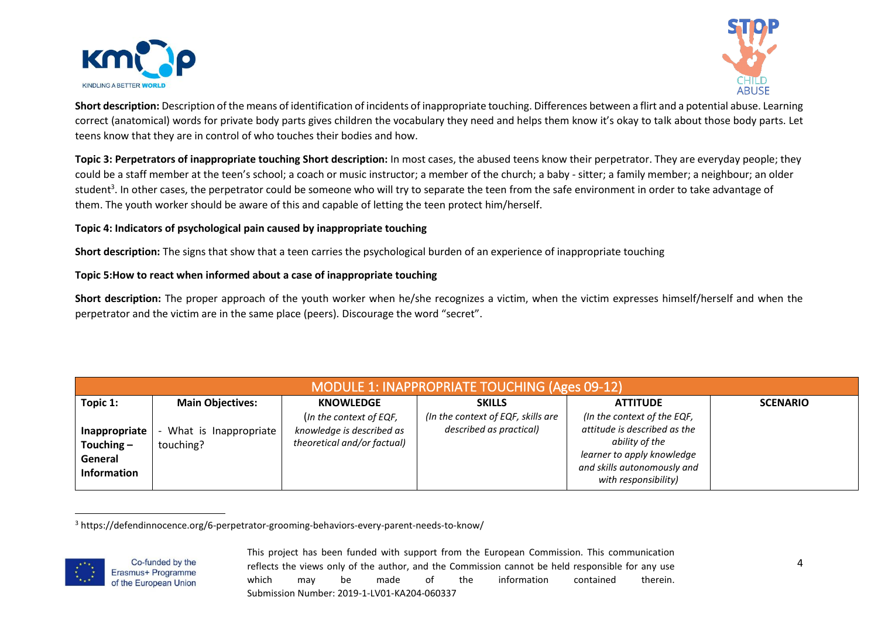**Short description:** Description of the means of identification of incidents of inappropriate touching. Differences between a flirt and a potential abuse. Learning correct (anatomical) words for private body parts gives children the vocabulary they need and helps them know it's okay to talk about those body parts. Let teens know that they are in control of who touches their bodies and how.

**Topic 3: Perpetrators of inappropriate touching Short description:** In most cases, the abused teens know their perpetrator. They are everyday people; they could be a staff member at the teen's school; a coach or music instructor; a member of the church; a baby - sitter; a family member; a neighbour; an older student[3]. In other cases, the perpetrator could be someone who will try to separate the teen from the safe environment in order to take advantage of them. The youth worker should be aware of this and capable of letting the teen protect him/herself.

**Topic 4: Indicators of psychological pain caused by inappropriate touching**

**Short description:** The signs that show that a teen carries the psychological burden of an experience of inappropriate touching

**Topic 5:How to react when informed about a case of inappropriate touching**

**Short description:** The proper approach of the youth worker when he/she recognizes a victim, when the victim expresses himself/herself and when the perpetrator and the victim are in the same place (peers). Discourage the word "secret".

| MODULE 1: INAPPROPRIATE TOUCHING (Ages 09-12) | | | | | |
|---|---|---|---|---|---|
| **Topic 1:**<br><br>**Inappropriate Touching – General Information** | **Main Objectives:**<br><br>- What is Inappropriate touching? | **KNOWLEDGE**<br>*(In the context of EQF, knowledge is described as theoretical and/or factual)* | **SKILLS**<br>*(In the context of EQF, skills are described as practical)* | **ATTITUDE**<br>*(In the context of the EQF, attitude is described as the ability of the learner to apply knowledge and skills autonomously and with responsibility)* | **SCENARIO** |

[3] https://defendinnocence.org/6-perpetrator-grooming-behaviors-every-parent-needs-to-know/

This project has been funded with support from the European Commission. This communication reflects the views only of the author, and the Commission cannot be held responsible for any use which may be made of the information contained therein.
Submission Number: 2019-1-LV01-KA204-060337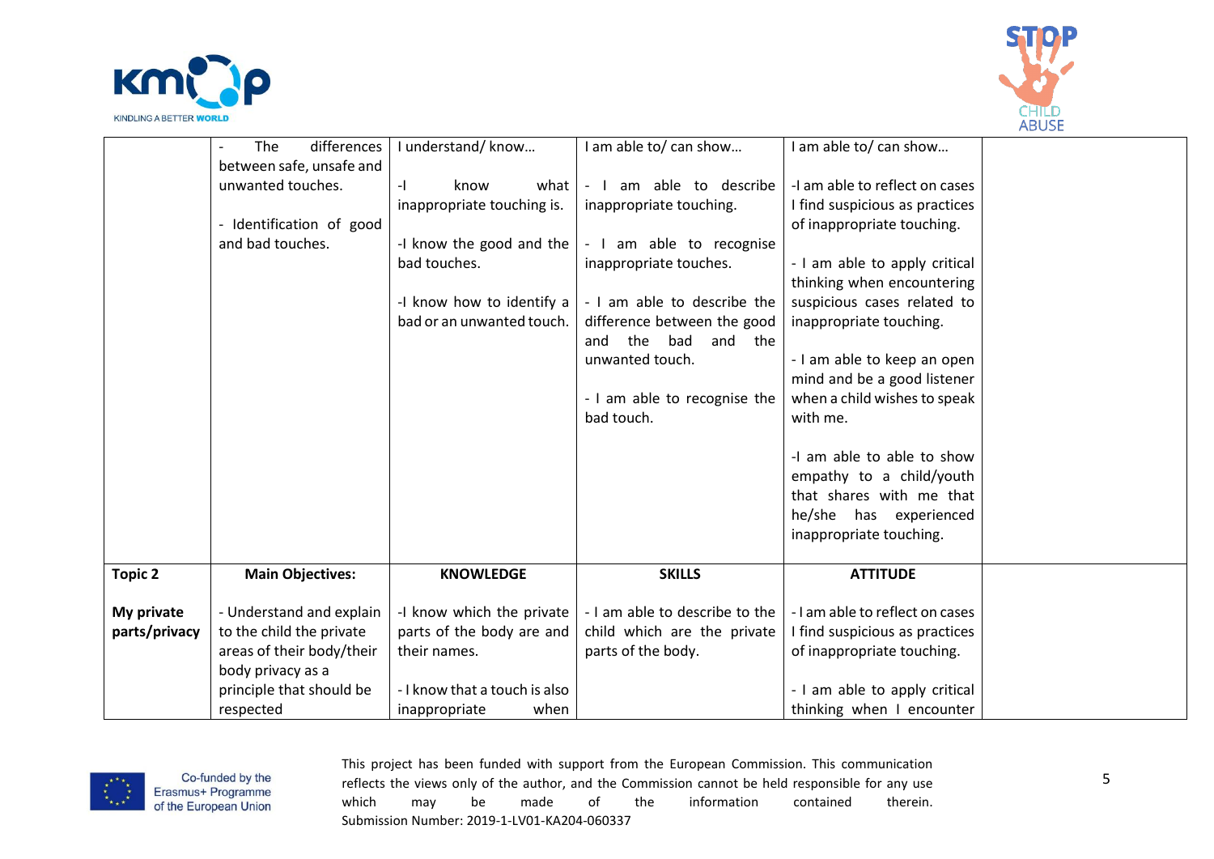|  |  |  |  |  |  |
|---|---|---|---|---|---|
|  | - The differences between safe, unsafe and unwanted touches.<br><br>- Identification of good and bad touches. | I understand/ know…<br><br>-I know what inappropriate touching is.<br><br>-I know the good and the bad touches.<br><br>-I know how to identify a bad or an unwanted touch. | I am able to/ can show…<br><br>- I am able to describe inappropriate touching.<br><br>- I am able to recognise inappropriate touches.<br><br>- I am able to describe the difference between the good and the bad and the unwanted touch.<br><br>- I am able to recognise the bad touch. | I am able to/ can show…<br><br>-I am able to reflect on cases I find suspicious as practices of inappropriate touching.<br><br>- I am able to apply critical thinking when encountering suspicious cases related to inappropriate touching.<br><br>- I am able to keep an open mind and be a good listener when a child wishes to speak with me.<br><br>-I am able to able to show empathy to a child/youth that shares with me that he/she has experienced inappropriate touching. |  |
| **Topic 2**<br><br>**My private parts/privacy** | **Main Objectives:**<br><br>- Understand and explain to the child the private areas of their body/their body privacy as a principle that should be respected | **KNOWLEDGE**<br><br>-I know which the private parts of the body are and their names.<br><br>- I know that a touch is also inappropriate when | **SKILLS**<br><br>- I am able to describe to the child which are the private parts of the body. | **ATTITUDE**<br><br>- I am able to reflect on cases I find suspicious as practices of inappropriate touching.<br><br>- I am able to apply critical thinking when I encounter |  |

This project has been funded with support from the European Commission. This communication reflects the views only of the author, and the Commission cannot be held responsible for any use which may be made of the information contained therein.
Submission Number: 2019-1-LV01-KA204-060337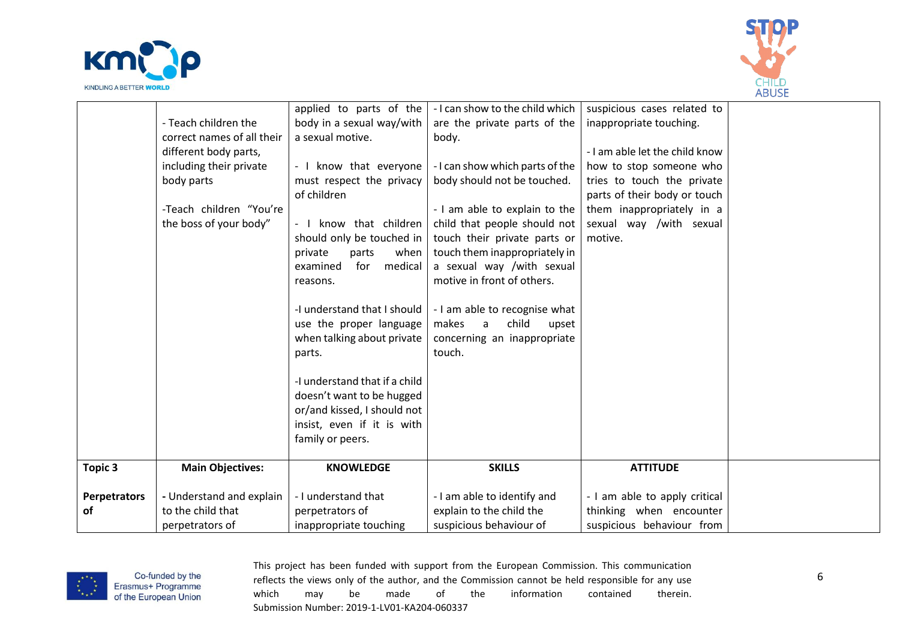| | | | | | |
|---|---|---|---|---|---|
| | - Teach children the correct names of all their different body parts, including their private body parts<br><br>-Teach children "You're the boss of your body" | applied to parts of the body in a sexual way/with a sexual motive.<br><br>- I know that everyone must respect the privacy of children<br><br>- I know that children should only be touched in private parts when examined for medical reasons.<br><br>-I understand that I should use the proper language when talking about private parts.<br><br>-I understand that if a child doesn't want to be hugged or/and kissed, I should not insist, even if it is with family or peers. | - I can show to the child which are the private parts of the body.<br><br>- I can show which parts of the body should not be touched.<br><br>- I am able to explain to the child that people should not touch their private parts or touch them inappropriately in a sexual way /with sexual motive in front of others.<br><br>- I am able to recognise what makes a child upset concerning an inappropriate touch. | suspicious cases related to inappropriate touching.<br><br>- I am able let the child know how to stop someone who tries to touch the private parts of their body or touch them inappropriately in a sexual way /with sexual motive. | |
| **Topic 3**<br><br>**Perpetrators of** | **Main Objectives:**<br><br>**-** Understand and explain to the child that perpetrators of | **KNOWLEDGE**<br><br>- I understand that perpetrators of inappropriate touching | **SKILLS**<br><br>- I am able to identify and explain to the child the suspicious behaviour of | **ATTITUDE**<br><br>- I am able to apply critical thinking when encounter suspicious behaviour from | |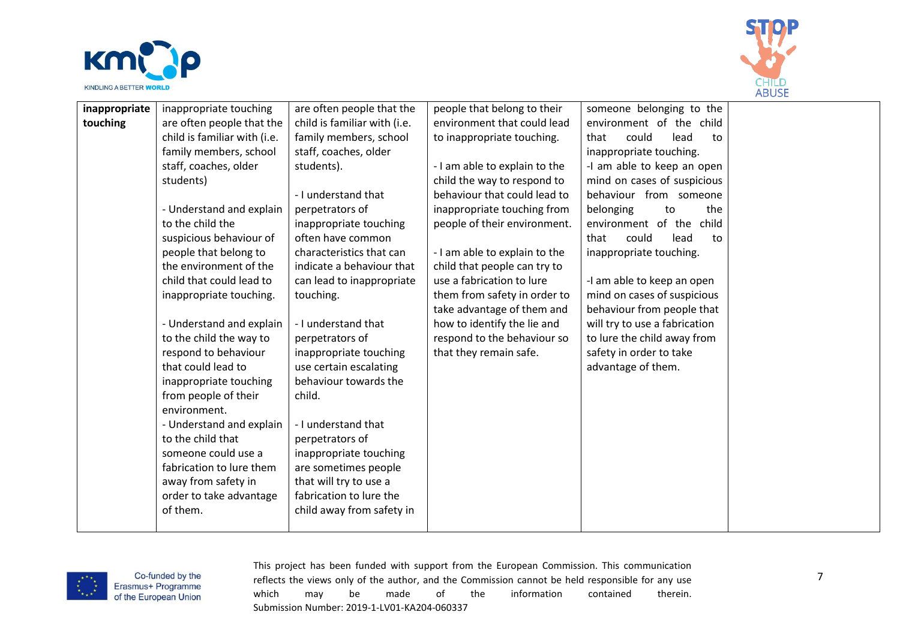| inappropriate touching | inappropriate touching are often people that the child is familiar with (i.e. family members, school staff, coaches, older students)<br><br>- Understand and explain to the child the suspicious behaviour of people that belong to the environment of the child that could lead to inappropriate touching.<br><br>- Understand and explain to the child the way to respond to behaviour that could lead to inappropriate touching from people of their environment.<br>- Understand and explain to the child that someone could use a fabrication to lure them away from safety in order to take advantage of them. | are often people that the child is familiar with (i.e. family members, school staff, coaches, older students).<br><br>- I understand that perpetrators of inappropriate touching often have common characteristics that can indicate a behaviour that can lead to inappropriate touching.<br><br>- I understand that perpetrators of inappropriate touching use certain escalating behaviour towards the child.<br><br>- I understand that perpetrators of inappropriate touching are sometimes people that will try to use a fabrication to lure the child away from safety in | people that belong to their environment that could lead to inappropriate touching.<br><br>- I am able to explain to the child the way to respond to behaviour that could lead to inappropriate touching from people of their environment.<br><br>- I am able to explain to the child that people can try to use a fabrication to lure them from safety in order to take advantage of them and how to identify the lie and respond to the behaviour so that they remain safe. | someone belonging to the environment of the child that could lead to inappropriate touching.<br>-I am able to keep an open mind on cases of suspicious behaviour from someone belonging to the environment of the child that could lead to inappropriate touching.<br><br>-I am able to keep an open mind on cases of suspicious behaviour from people that will try to use a fabrication to lure the child away from safety in order to take advantage of them. | |
|---|---|---|---|---|---|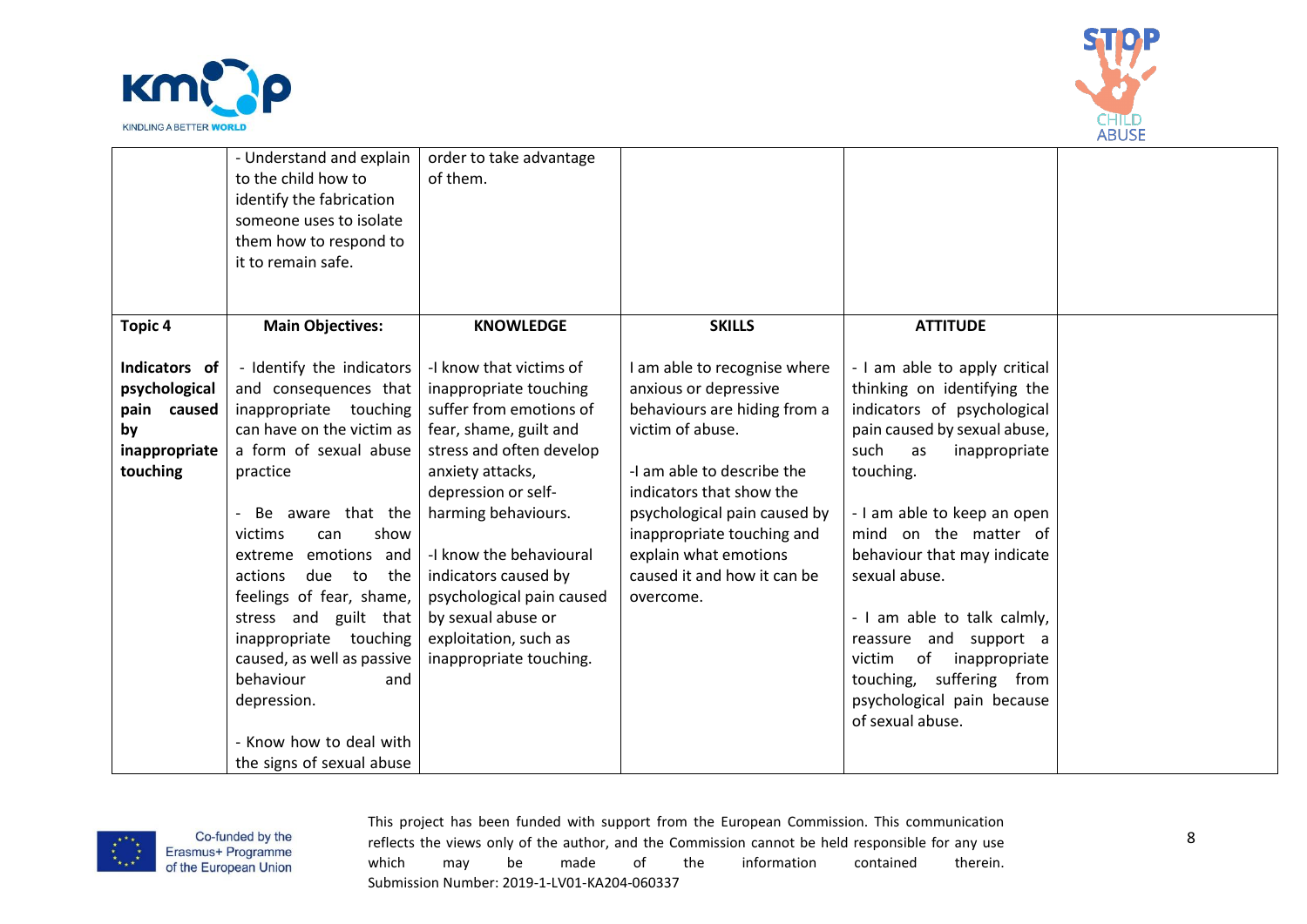| | | | | | |
|---|---|---|---|---|---|
| | - Understand and explain to the child how to identify the fabrication someone uses to isolate them how to respond to it to remain safe. | order to take advantage of them. | | | |
| **Topic 4**<br><br>**Indicators of psychological pain caused by inappropriate touching** | **Main Objectives:**<br><br>- Identify the indicators and consequences that inappropriate touching can have on the victim as a form of sexual abuse practice<br><br>- Be aware that the victims can show extreme emotions and actions due to the feelings of fear, shame, stress and guilt that inappropriate touching caused, as well as passive behaviour and depression.<br><br>- Know how to deal with the signs of sexual abuse | **KNOWLEDGE**<br><br>-I know that victims of inappropriate touching suffer from emotions of fear, shame, guilt and stress and often develop anxiety attacks, depression or self-harming behaviours.<br><br>-I know the behavioural indicators caused by psychological pain caused by sexual abuse or exploitation, such as inappropriate touching. | **SKILLS**<br><br>I am able to recognise where anxious or depressive behaviours are hiding from a victim of abuse.<br><br>-I am able to describe the indicators that show the psychological pain caused by inappropriate touching and explain what emotions caused it and how it can be overcome. | **ATTITUDE**<br><br>- I am able to apply critical thinking on identifying the indicators of psychological pain caused by sexual abuse, such as inappropriate touching.<br><br>- I am able to keep an open mind on the matter of behaviour that may indicate sexual abuse.<br><br>- I am able to talk calmly, reassure and support a victim of inappropriate touching, suffering from psychological pain because of sexual abuse. | |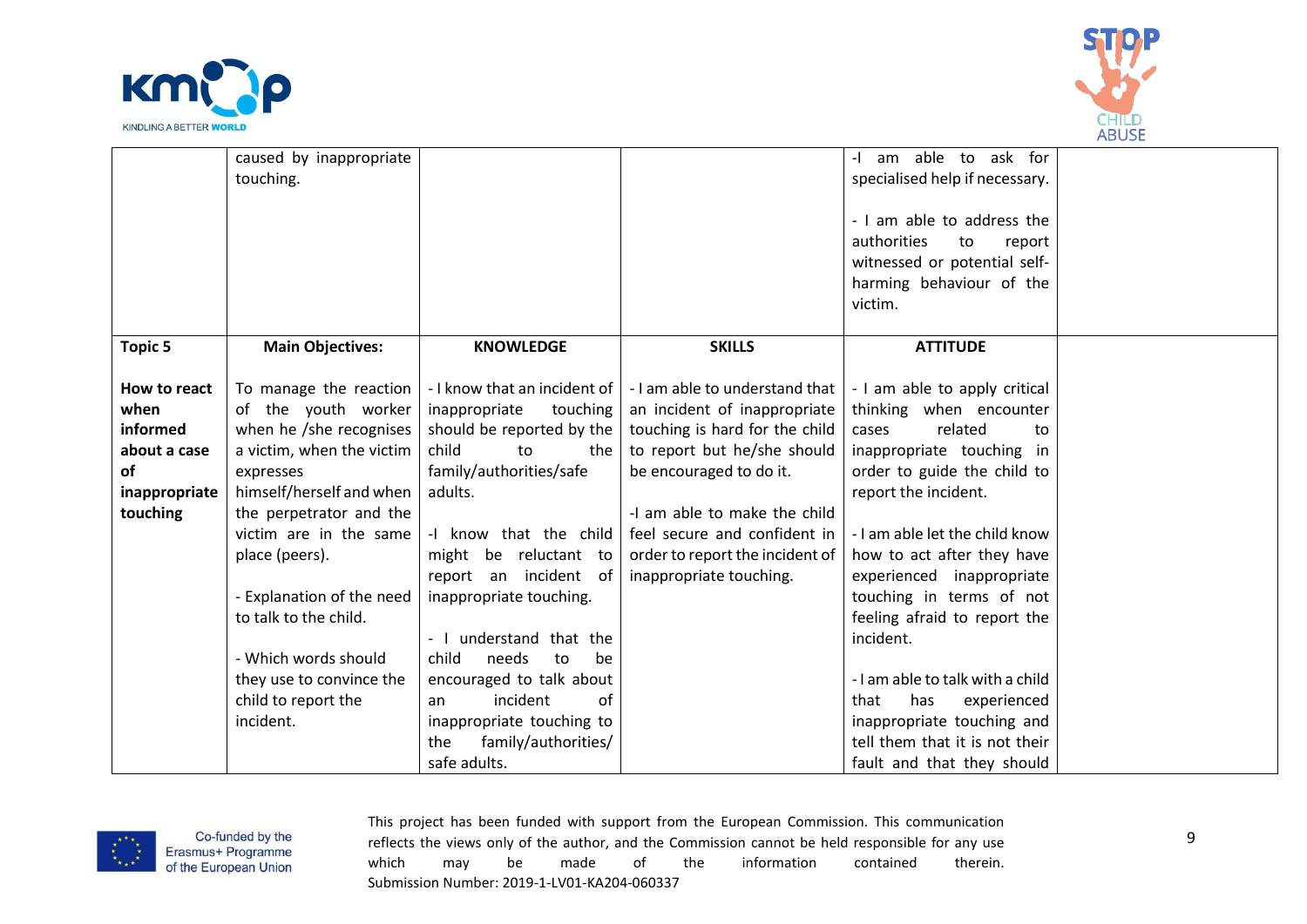| | | | | | |
|---|---|---|---|---|---|
| | caused by inappropriate touching. | | | -I am able to ask for specialised help if necessary.<br><br>- I am able to address the authorities to report witnessed or potential self-harming behaviour of the victim. | |
| **Topic 5**<br><br>**How to react when informed about a case of inappropriate touching** | **Main Objectives:**<br><br>To manage the reaction of the youth worker when he /she recognises a victim, when the victim expresses himself/herself and when the perpetrator and the victim are in the same place (peers).<br><br>- Explanation of the need to talk to the child.<br><br>- Which words should they use to convince the child to report the incident. | **KNOWLEDGE**<br><br>- I know that an incident of inappropriate touching should be reported by the child to the family/authorities/safe adults.<br><br>-I know that the child might be reluctant to report an incident of inappropriate touching.<br><br>- I understand that the child needs to be encouraged to talk about an incident of inappropriate touching to the family/authorities/ safe adults. | **SKILLS**<br><br>- I am able to understand that an incident of inappropriate touching is hard for the child to report but he/she should be encouraged to do it.<br><br>-I am able to make the child feel secure and confident in order to report the incident of inappropriate touching. | **ATTITUDE**<br><br>- I am able to apply critical thinking when encounter cases related to inappropriate touching in order to guide the child to report the incident.<br><br>- I am able let the child know how to act after they have experienced inappropriate touching in terms of not feeling afraid to report the incident.<br><br>- I am able to talk with a child that has experienced inappropriate touching and tell them that it is not their fault and that they should | |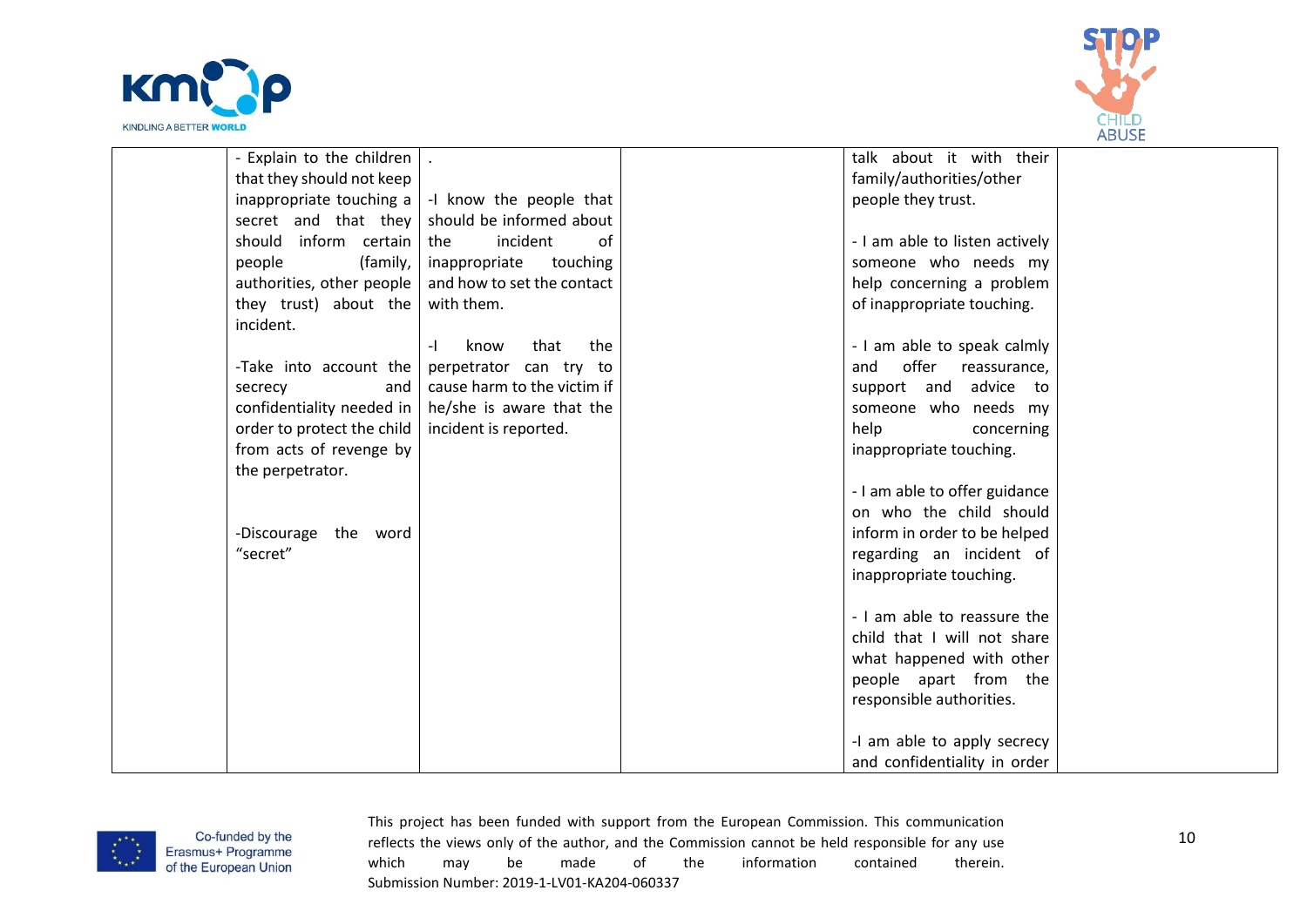| | | | | | |
|---|---|---|---|---|---|
| | - Explain to the children that they should not keep inappropriate touching a secret and that they should inform certain people (family, authorities, other people they trust) about the incident.<br><br>-Take into account the secrecy and confidentiality needed in order to protect the child from acts of revenge by the perpetrator.<br><br>-Discourage the word "secret" | .<br><br>-I know the people that should be informed about the incident of inappropriate touching and how to set the contact with them.<br><br>-I know that the perpetrator can try to cause harm to the victim if he/she is aware that the incident is reported. | | talk about it with their family/authorities/other people they trust.<br><br>- I am able to listen actively someone who needs my help concerning a problem of inappropriate touching.<br><br>- I am able to speak calmly and offer reassurance, support and advice to someone who needs my help concerning inappropriate touching.<br><br>- I am able to offer guidance on who the child should inform in order to be helped regarding an incident of inappropriate touching.<br><br>- I am able to reassure the child that I will not share what happened with other people apart from the responsible authorities.<br><br>-I am able to apply secrecy and confidentiality in order | |

This project has been funded with support from the European Commission. This communication reflects the views only of the author, and the Commission cannot be held responsible for any use which may be made of the information contained therein.
Submission Number: 2019-1-LV01-KA204-060337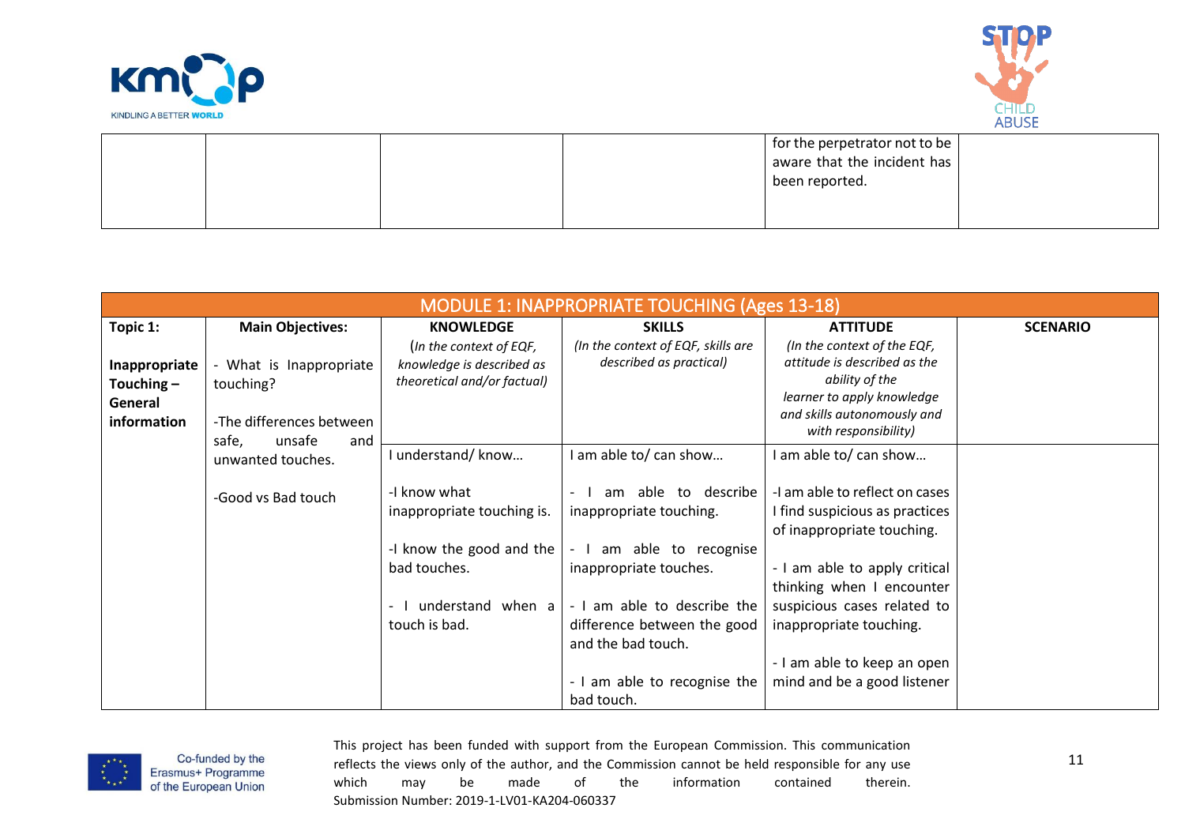|  |  |  |  | for the perpetrator not to be aware that the incident has been reported. |  |
|---|---|---|---|---|---|

| MODULE 1: INAPPROPRIATE TOUCHING (Ages 13-18) | | | | | |
|---|---|---|---|---|---|
| **Topic 1:**<br><br>**Inappropriate Touching – General information** | **Main Objectives:**<br><br>- What is Inappropriate touching?<br><br>-The differences between safe, unsafe and unwanted touches.<br><br>-Good vs Bad touch | **KNOWLEDGE**<br>(*In the context of EQF, knowledge is described as theoretical and/or factual)* | **SKILLS**<br>*(In the context of EQF, skills are described as practical)* | **ATTITUDE**<br>*(In the context of the EQF, attitude is described as the ability of the learner to apply knowledge and skills autonomously and with responsibility)* | **SCENARIO** |
|  |  | I understand/ know…<br><br>-I know what inappropriate touching is.<br><br>-I know the good and the bad touches.<br><br>- I understand when a touch is bad. | I am able to/ can show…<br><br>- I am able to describe inappropriate touching.<br><br>- I am able to recognise inappropriate touches.<br><br>- I am able to describe the difference between the good and the bad touch.<br><br>- I am able to recognise the bad touch. | I am able to/ can show…<br><br>-I am able to reflect on cases I find suspicious as practices of inappropriate touching.<br><br>- I am able to apply critical thinking when I encounter suspicious cases related to inappropriate touching.<br><br>- I am able to keep an open mind and be a good listener |  |

This project has been funded with support from the European Commission. This communication reflects the views only of the author, and the Commission cannot be held responsible for any use which may be made of the information contained therein.
Submission Number: 2019-1-LV01-KA204-060337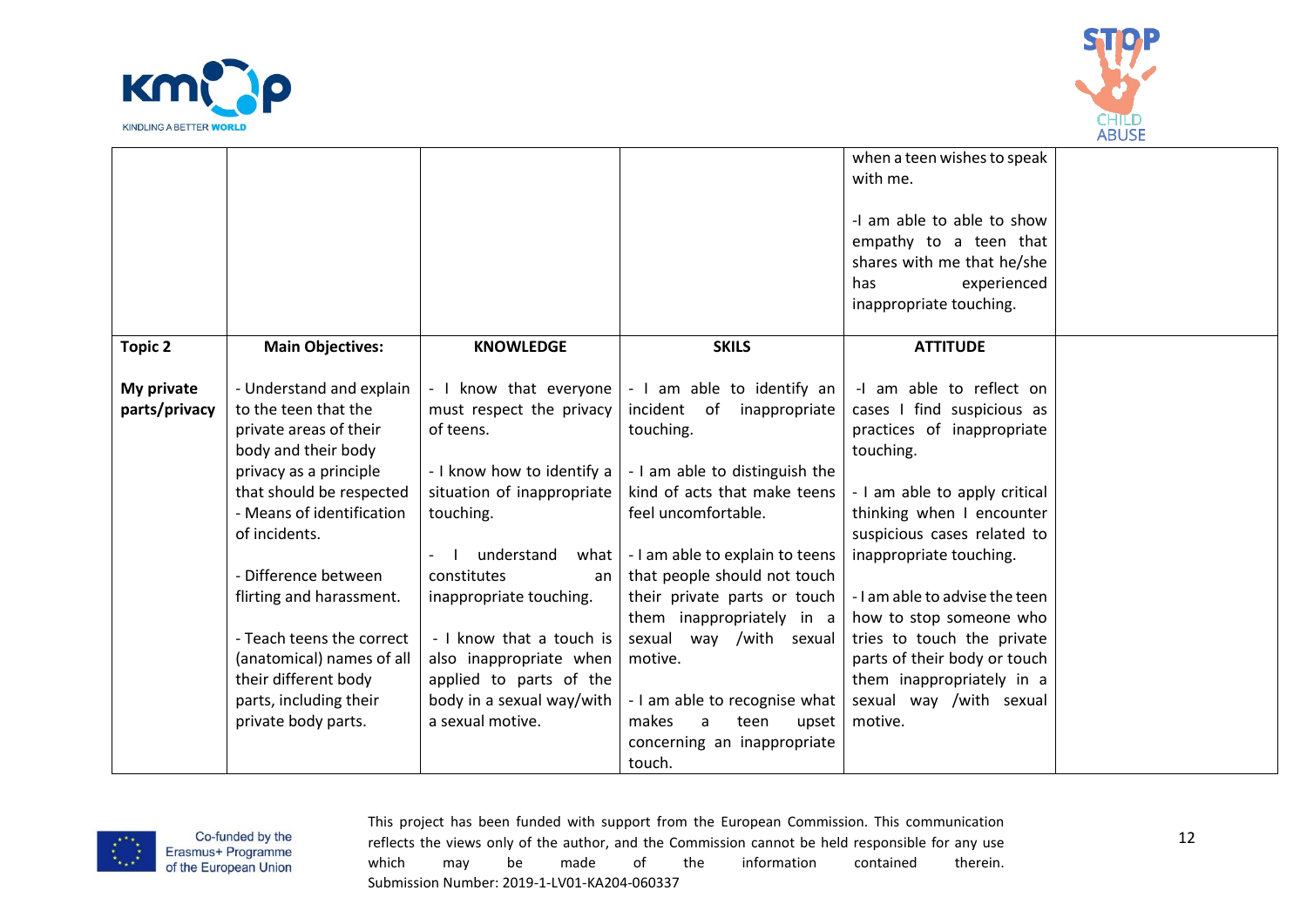| | | | | | |
|---|---|---|---|---|---|
| | | | | when a teen wishes to speak with me.<br><br>-I am able to show empathy to a teen that shares with me that he/she has experienced inappropriate touching. | |
| **Topic 2**<br><br>**My private parts/privacy** | **Main Objectives:**<br><br>- Understand and explain to the teen that the private areas of their body and their body privacy as a principle that should be respected<br>- Means of identification of incidents.<br><br>- Difference between flirting and harassment.<br><br>- Teach teens the correct (anatomical) names of all their different body parts, including their private body parts. | **KNOWLEDGE**<br><br>- I know that everyone must respect the privacy of teens.<br><br>- I know how to identify a situation of inappropriate touching.<br><br>- I understand what constitutes an inappropriate touching.<br><br>- I know that a touch is also inappropriate when applied to parts of the body in a sexual way/with a sexual motive. | **SKILS**<br><br>- I am able to identify an incident of inappropriate touching.<br><br>- I am able to distinguish the kind of acts that make teens feel uncomfortable.<br><br>- I am able to explain to teens that people should not touch their private parts or touch them inappropriately in a sexual way /with sexual motive.<br><br>- I am able to recognise what makes a teen upset concerning an inappropriate touch. | **ATTITUDE**<br><br>-I am able to reflect on cases I find suspicious as practices of inappropriate touching.<br><br>- I am able to apply critical thinking when I encounter suspicious cases related to inappropriate touching.<br><br>- I am able to advise the teen how to stop someone who tries to touch the private parts of their body or touch them inappropriately in a sexual way /with sexual motive. | |

This project has been funded with support from the European Commission. This communication reflects the views only of the author, and the Commission cannot be held responsible for any use which may be made of the information contained therein.
Submission Number: 2019-1-LV01-KA204-060337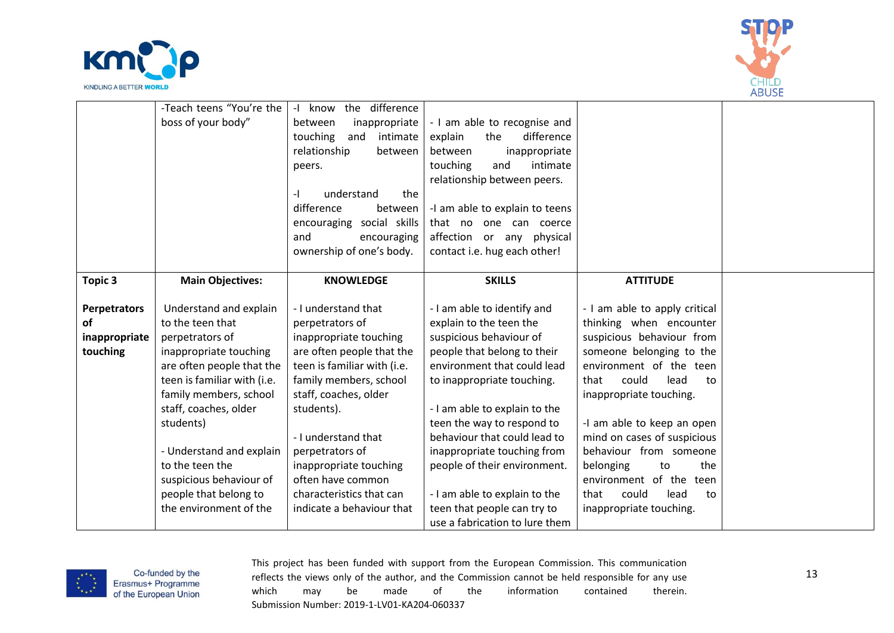| | | | | | |
|---|---|---|---|---|---|
| | -Teach teens "You're the boss of your body" | -I know the difference between inappropriate touching and intimate relationship between peers.<br><br>-I understand the difference between encouraging social skills and encouraging ownership of one's body. | - I am able to recognise and explain the difference between inappropriate touching and intimate relationship between peers.<br><br>-I am able to explain to teens that no one can coerce affection or any physical contact i.e. hug each other! | | |
| **Topic 3**<br><br>**Perpetrators of inappropriate touching** | **Main Objectives:**<br><br>Understand and explain to the teen that perpetrators of inappropriate touching are often people that the teen is familiar with (i.e. family members, school staff, coaches, older students)<br><br>- Understand and explain to the teen the suspicious behaviour of people that belong to the environment of the | **KNOWLEDGE**<br><br>- I understand that perpetrators of inappropriate touching are often people that the teen is familiar with (i.e. family members, school staff, coaches, older students).<br><br>- I understand that perpetrators of inappropriate touching often have common characteristics that can indicate a behaviour that | **SKILLS**<br><br>- I am able to identify and explain to the teen the suspicious behaviour of people that belong to their environment that could lead to inappropriate touching.<br><br>- I am able to explain to the teen the way to respond to behaviour that could lead to inappropriate touching from people of their environment.<br><br>- I am able to explain to the teen that people can try to use a fabrication to lure them | **ATTITUDE**<br><br>- I am able to apply critical thinking when encounter suspicious behaviour from someone belonging to the environment of the teen that could lead to inappropriate touching.<br><br>-I am able to keep an open mind on cases of suspicious behaviour from someone belonging to the environment of the teen that could lead to inappropriate touching. | |

This project has been funded with support from the European Commission. This communication reflects the views only of the author, and the Commission cannot be held responsible for any use which may be made of the information contained therein.
Submission Number: 2019-1-LV01-KA204-060337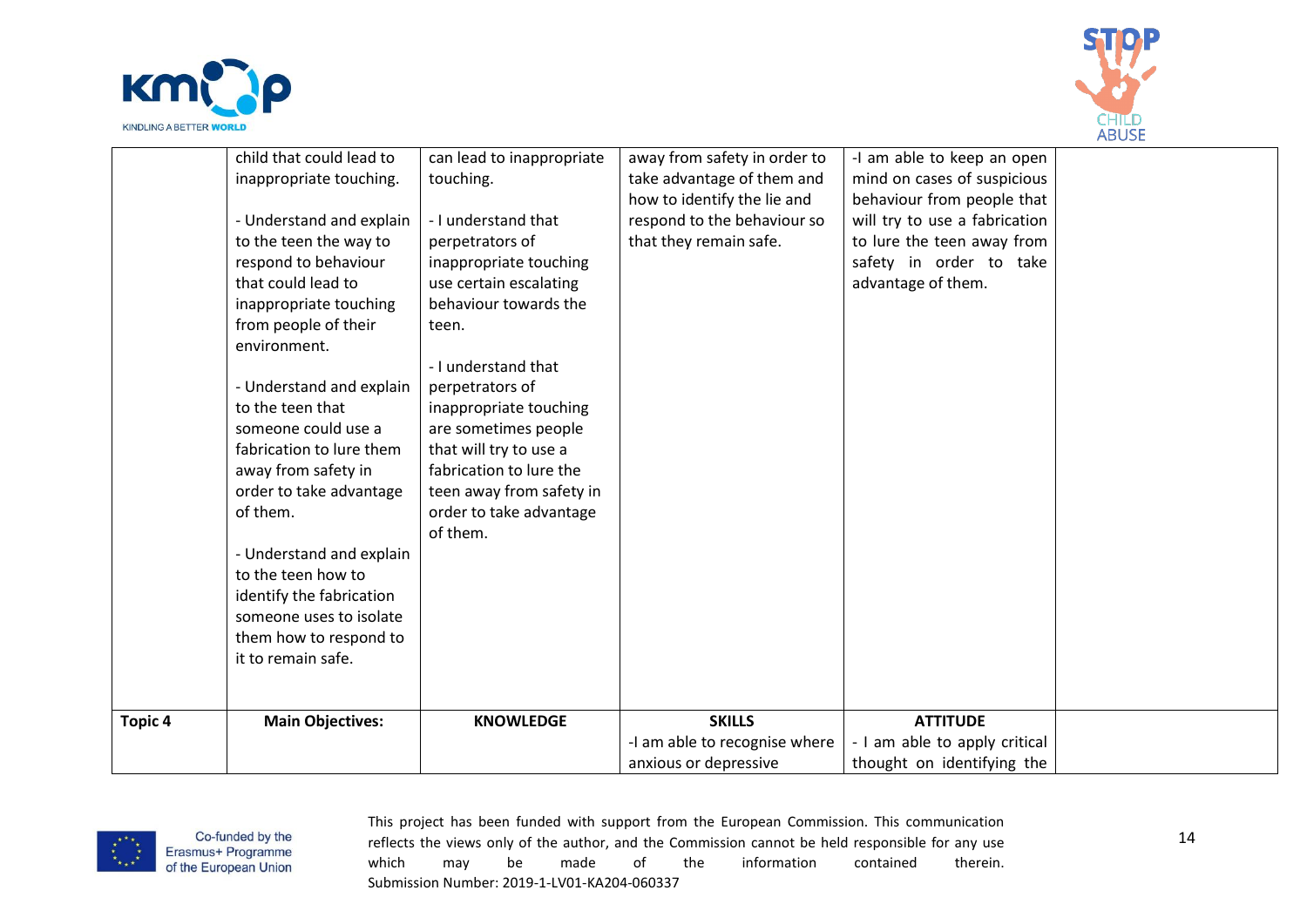| | | | | | |
|---|---|---|---|---|---|
| | child that could lead to inappropriate touching.<br><br>- Understand and explain to the teen the way to respond to behaviour that could lead to inappropriate touching from people of their environment.<br><br>- Understand and explain to the teen that someone could use a fabrication to lure them away from safety in order to take advantage of them.<br><br>- Understand and explain to the teen how to identify the fabrication someone uses to isolate them how to respond to it to remain safe. | can lead to inappropriate touching.<br><br>- I understand that perpetrators of inappropriate touching use certain escalating behaviour towards the teen.<br><br>- I understand that perpetrators of inappropriate touching are sometimes people that will try to use a fabrication to lure the teen away from safety in order to take advantage of them. | away from safety in order to take advantage of them and how to identify the lie and respond to the behaviour so that they remain safe. | -I am able to keep an open mind on cases of suspicious behaviour from people that will try to use a fabrication to lure the teen away from safety in order to take advantage of them. | |
| **Topic 4** | **Main Objectives:** | **KNOWLEDGE** | **SKILLS**<br>-I am able to recognise where anxious or depressive | **ATTITUDE**<br>- I am able to apply critical thought on identifying the | |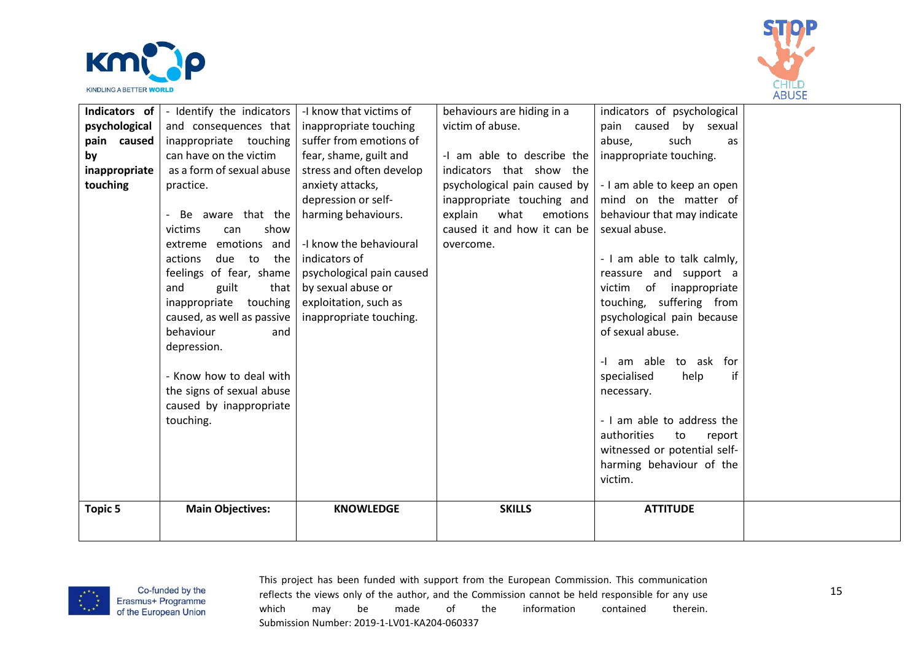| Indicators of psychological pain caused by inappropriate touching | - Identify the indicators and consequences that inappropriate touching can have on the victim as a form of sexual abuse practice.<br><br>- Be aware that the victims can show extreme emotions and actions due to the feelings of fear, shame and guilt that inappropriate touching caused, as well as passive behaviour and depression.<br><br>- Know how to deal with the signs of sexual abuse caused by inappropriate touching. | -I know that victims of inappropriate touching suffer from emotions of fear, shame, guilt and stress and often develop anxiety attacks, depression or self-harming behaviours.<br><br>-I know the behavioural indicators of psychological pain caused by sexual abuse or exploitation, such as inappropriate touching. | behaviours are hiding in a victim of abuse.<br><br>-I am able to describe the indicators that show the psychological pain caused by inappropriate touching and explain what emotions caused it and how it can be overcome. | indicators of psychological pain caused by sexual abuse, such as inappropriate touching.<br><br>- I am able to keep an open mind on the matter of behaviour that may indicate sexual abuse.<br><br>- I am able to talk calmly, reassure and support a victim of inappropriate touching, suffering from psychological pain because of sexual abuse.<br><br>-I am able to ask for specialised help if necessary.<br><br>- I am able to address the authorities to report witnessed or potential self-harming behaviour of the victim. | |
|---|---|---|---|---|---|
| **Topic 5** | **Main Objectives:** | **KNOWLEDGE** | **SKILLS** | **ATTITUDE** | |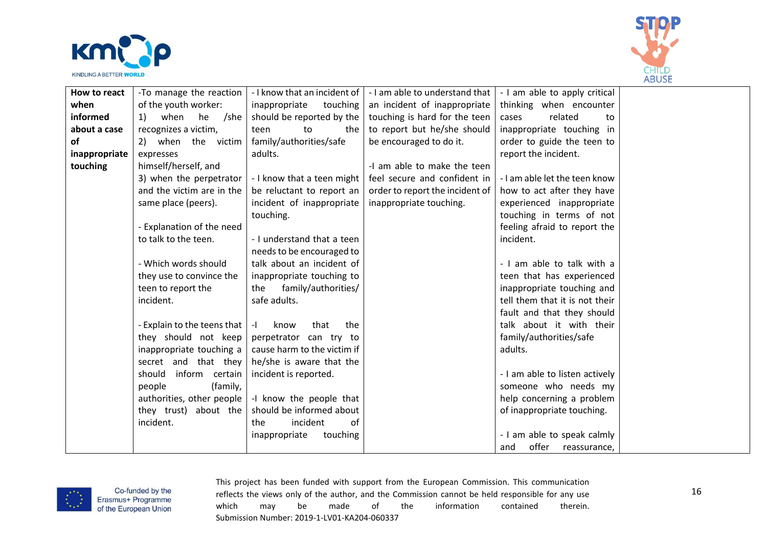| How to react when informed about a case of inappropriate touching | -To manage the reaction of the youth worker:<br>1) when he /she recognizes a victim,<br>2) when the victim expresses himself/herself, and<br>3) when the perpetrator and the victim are in the same place (peers).<br><br>- Explanation of the need to talk to the teen.<br><br>- Which words should they use to convince the teen to report the incident.<br><br>- Explain to the teens that they should not keep inappropriate touching a secret and that they should inform certain people (family, authorities, other people they trust) about the incident. | - I know that an incident of inappropriate touching should be reported by the teen to the family/authorities/safe adults.<br><br>- I know that a teen might be reluctant to report an incident of inappropriate touching.<br><br>- I understand that a teen needs to be encouraged to talk about an incident of inappropriate touching to the family/authorities/ safe adults.<br><br>-I know that the perpetrator can try to cause harm to the victim if he/she is aware that the incident is reported.<br><br>-I know the people that should be informed about the incident of inappropriate touching | - I am able to understand that an incident of inappropriate touching is hard for the teen to report but he/she should be encouraged to do it.<br><br>-I am able to make the teen feel secure and confident in order to report the incident of inappropriate touching. | - I am able to apply critical thinking when encounter cases related to inappropriate touching in order to guide the teen to report the incident.<br><br>- I am able let the teen know how to act after they have experienced inappropriate touching in terms of not feeling afraid to report the incident.<br><br>- I am able to talk with a teen that has experienced inappropriate touching and tell them that it is not their fault and that they should talk about it with their family/authorities/safe adults.<br><br>- I am able to listen actively someone who needs my help concerning a problem of inappropriate touching.<br><br>- I am able to speak calmly and offer reassurance, | |
|---|---|---|---|---|---|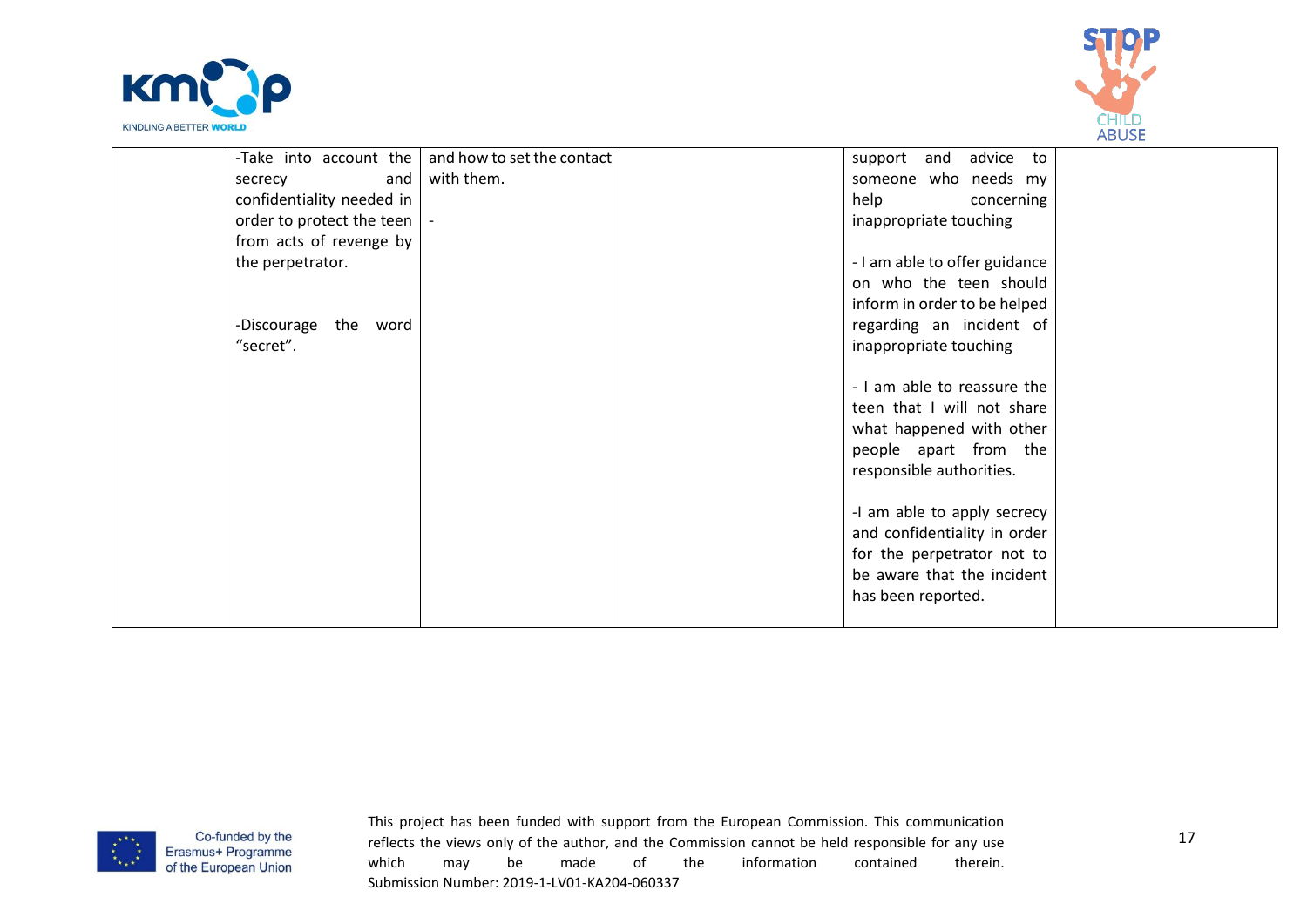| | | | | | |
|---|---|---|---|---|---|
| | -Take into account the secrecy and confidentiality needed in order to protect the teen from acts of revenge by the perpetrator.<br><br>-Discourage the word "secret". | and how to set the contact with them.<br><br>- | | support and advice to someone who needs my help concerning inappropriate touching<br><br>- I am able to offer guidance on who the teen should inform in order to be helped regarding an incident of inappropriate touching<br><br>- I am able to reassure the teen that I will not share what happened with other people apart from the responsible authorities.<br><br>-I am able to apply secrecy and confidentiality in order for the perpetrator not to be aware that the incident has been reported. | |

This project has been funded with support from the European Commission. This communication reflects the views only of the author, and the Commission cannot be held responsible for any use which may be made of the information contained therein.
Submission Number: 2019-1-LV01-KA204-060337